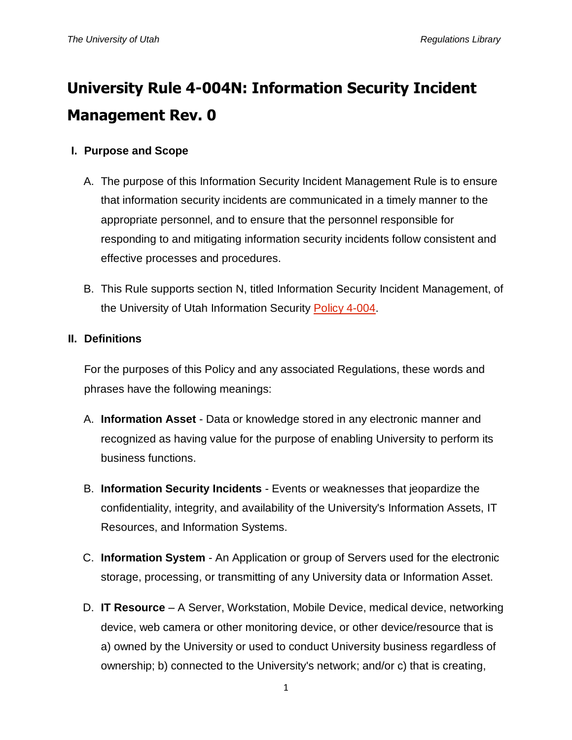# University Rule 4-004N: Information Security Incident Management Rev. 0

## I. Purpose and Scope

A. The purpose of this Information Security Incident Management Rule is to ensure that information security incidents are communicated in a timely manner to the appropriate personnel, and to ensure that the personnel responsible for responding to and mitigating information security incidents follow consistent and effective processes and procedures.

B. This Rule supports section N, titled Information Security Incident Management, of the University of Utah Information Security Policy 4-004.

## II. Definitions

For the purposes of this Policy and any associated Regulations, these words and phrases have the following meanings:

A. **Information Asset** - Data or knowledge stored in any electronic manner and recognized as having value for the purpose of enabling University to perform its business functions.

B. **Information Security Incidents** - Events or weaknesses that jeopardize the confidentiality, integrity, and availability of the University's Information Assets, IT Resources, and Information Systems.

C. **Information System** - An Application or group of Servers used for the electronic storage, processing, or transmitting of any University data or Information Asset.

D. **IT Resource** – A Server, Workstation, Mobile Device, medical device, networking device, web camera or other monitoring device, or other device/resource that is a) owned by the University or used to conduct University business regardless of ownership; b) connected to the University's network; and/or c) that is creating,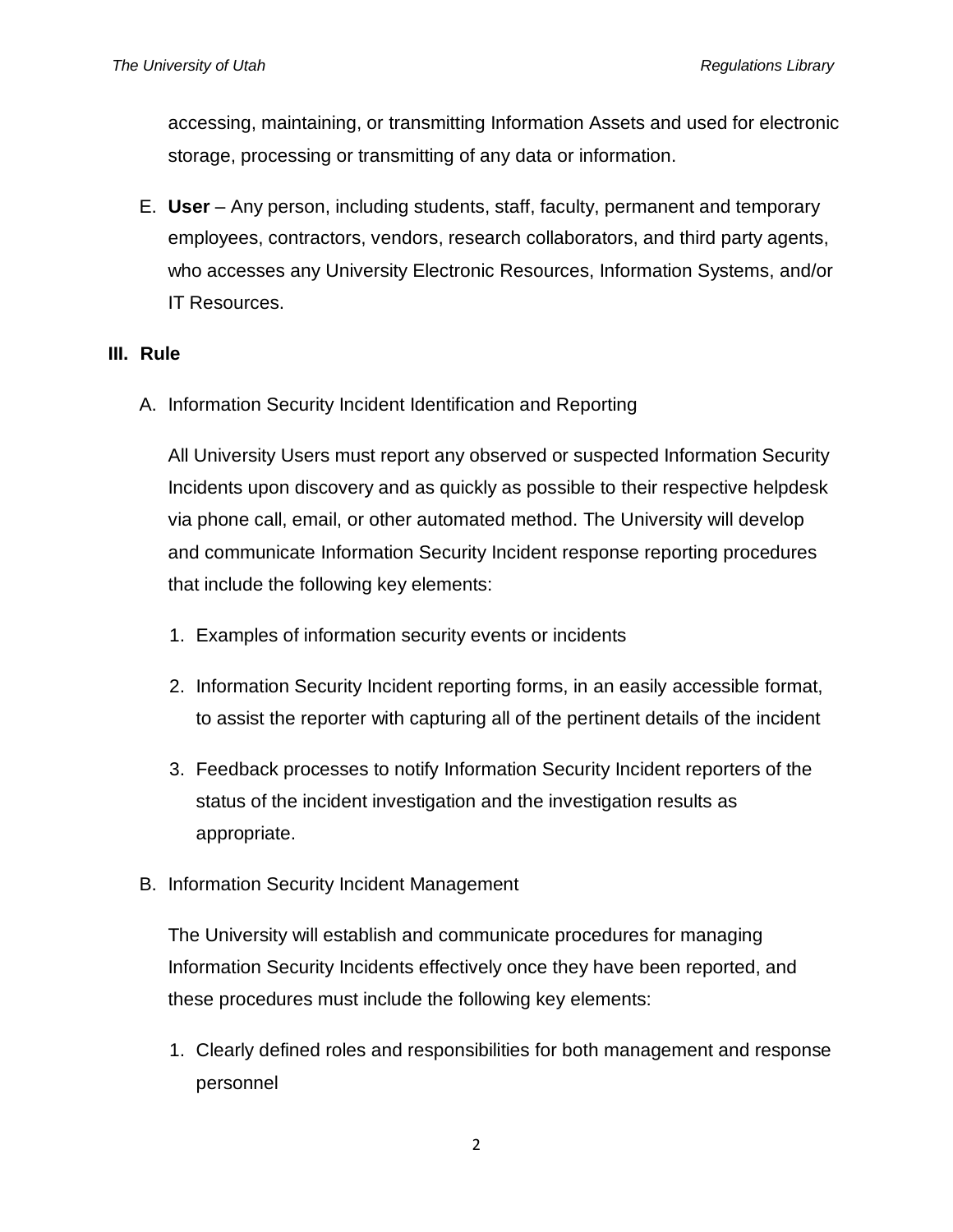accessing, maintaining, or transmitting Information Assets and used for electronic storage, processing or transmitting of any data or information.

E. **User** – Any person, including students, staff, faculty, permanent and temporary employees, contractors, vendors, research collaborators, and third party agents, who accesses any University Electronic Resources, Information Systems, and/or IT Resources.

## III. Rule

A. Information Security Incident Identification and Reporting

All University Users must report any observed or suspected Information Security Incidents upon discovery and as quickly as possible to their respective helpdesk via phone call, email, or other automated method. The University will develop and communicate Information Security Incident response reporting procedures that include the following key elements:

1. Examples of information security events or incidents
2. Information Security Incident reporting forms, in an easily accessible format, to assist the reporter with capturing all of the pertinent details of the incident
3. Feedback processes to notify Information Security Incident reporters of the status of the incident investigation and the investigation results as appropriate.

B. Information Security Incident Management

The University will establish and communicate procedures for managing Information Security Incidents effectively once they have been reported, and these procedures must include the following key elements:

1. Clearly defined roles and responsibilities for both management and response personnel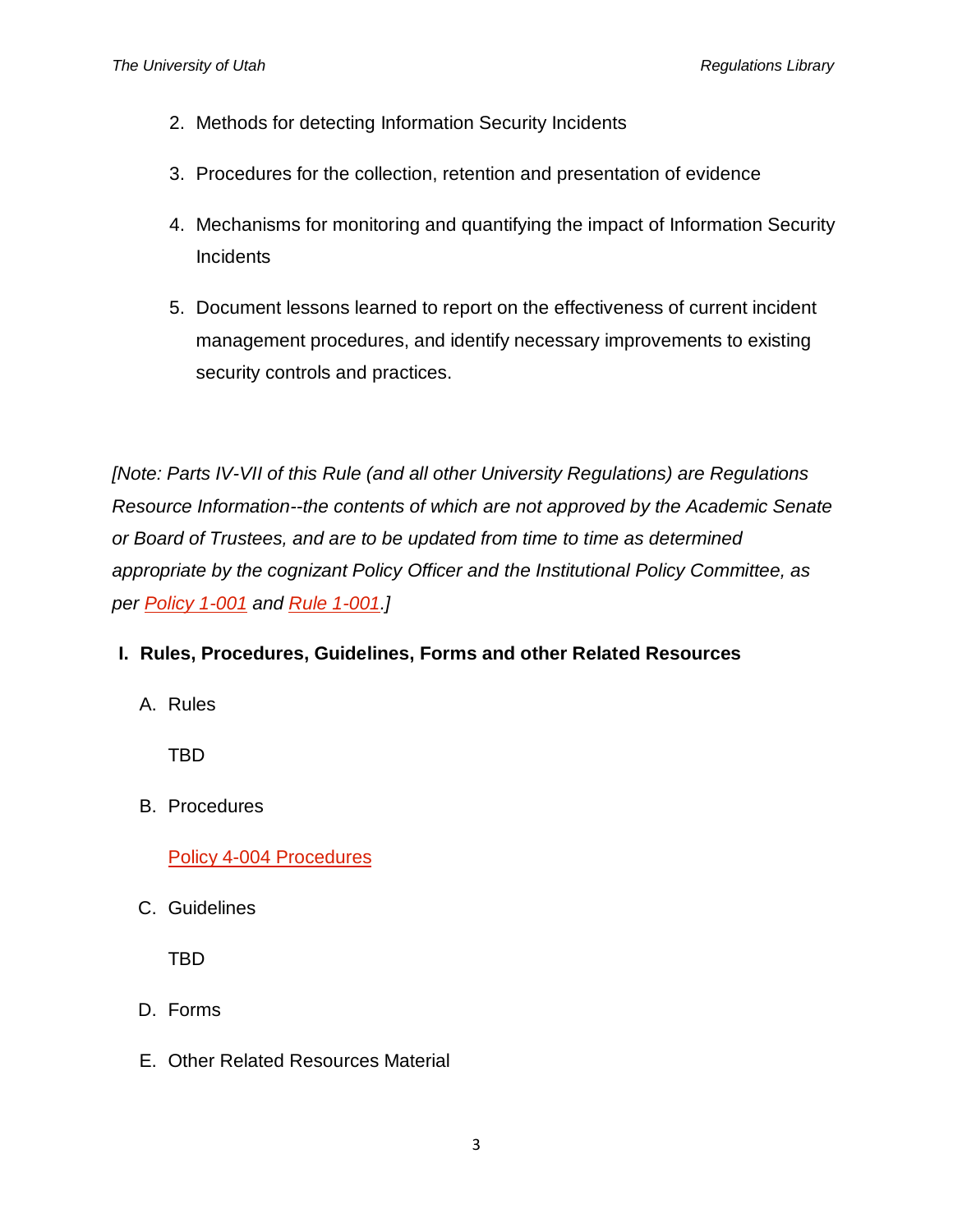2. Methods for detecting Information Security Incidents

3. Procedures for the collection, retention and presentation of evidence

4. Mechanisms for monitoring and quantifying the impact of Information Security Incidents

5. Document lessons learned to report on the effectiveness of current incident management procedures, and identify necessary improvements to existing security controls and practices.

*[Note: Parts IV-VII of this Rule (and all other University Regulations) are Regulations Resource Information--the contents of which are not approved by the Academic Senate or Board of Trustees, and are to be updated from time to time as determined appropriate by the cognizant Policy Officer and the Institutional Policy Committee, as per Policy 1-001 and Rule 1-001.]*

## I. Rules, Procedures, Guidelines, Forms and other Related Resources

A. Rules

TBD

B. Procedures

Policy 4-004 Procedures

C. Guidelines

TBD

D. Forms

E. Other Related Resources Material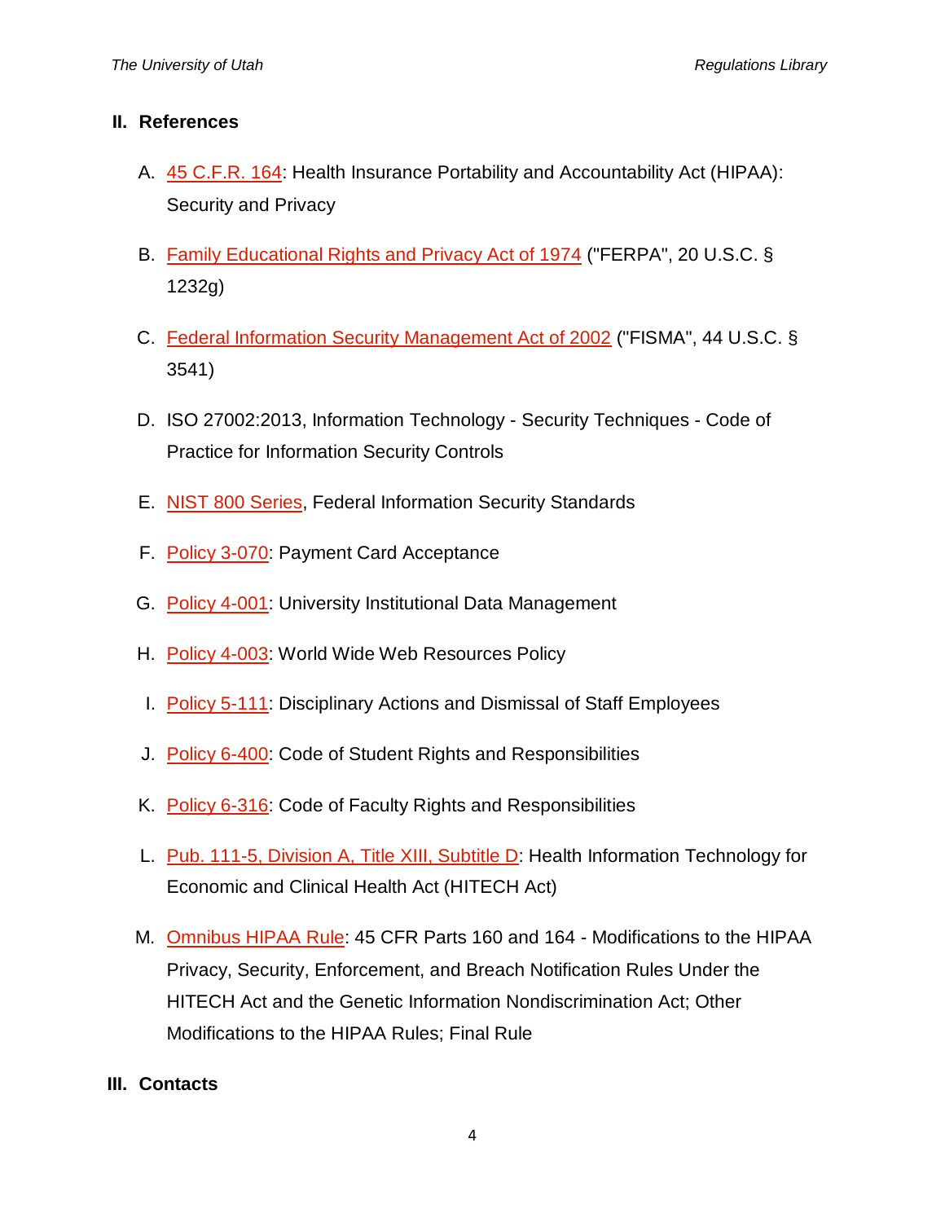## II. References

A. 45 C.F.R. 164: Health Insurance Portability and Accountability Act (HIPAA): Security and Privacy

B. Family Educational Rights and Privacy Act of 1974 ("FERPA", 20 U.S.C. § 1232g)

C. Federal Information Security Management Act of 2002 ("FISMA", 44 U.S.C. § 3541)

D. ISO 27002:2013, Information Technology - Security Techniques - Code of Practice for Information Security Controls

E. NIST 800 Series, Federal Information Security Standards

F. Policy 3-070: Payment Card Acceptance

G. Policy 4-001: University Institutional Data Management

H. Policy 4-003: World Wide Web Resources Policy

I. Policy 5-111: Disciplinary Actions and Dismissal of Staff Employees

J. Policy 6-400: Code of Student Rights and Responsibilities

K. Policy 6-316: Code of Faculty Rights and Responsibilities

L. Pub. 111-5, Division A, Title XIII, Subtitle D: Health Information Technology for Economic and Clinical Health Act (HITECH Act)

M. Omnibus HIPAA Rule: 45 CFR Parts 160 and 164 - Modifications to the HIPAA Privacy, Security, Enforcement, and Breach Notification Rules Under the HITECH Act and the Genetic Information Nondiscrimination Act; Other Modifications to the HIPAA Rules; Final Rule

## III. Contacts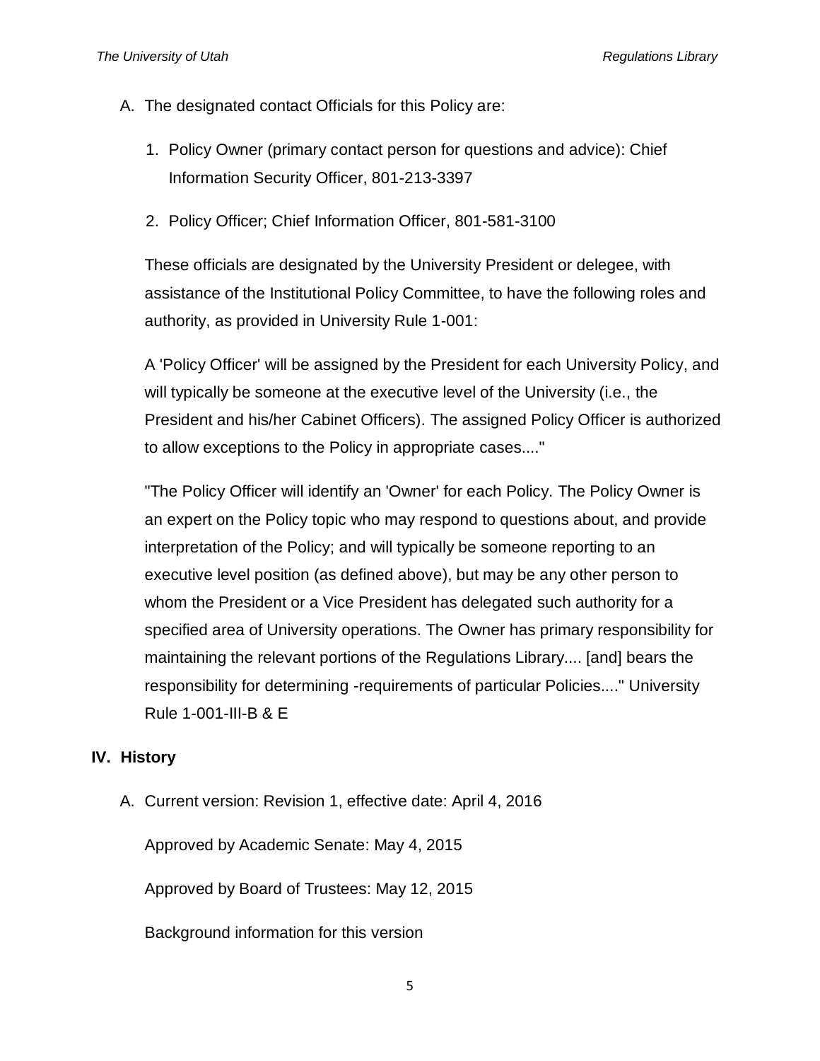A. The designated contact Officials for this Policy are:

   1. Policy Owner (primary contact person for questions and advice): Chief Information Security Officer, 801-213-3397

   2. Policy Officer; Chief Information Officer, 801-581-3100

   These officials are designated by the University President or delegee, with assistance of the Institutional Policy Committee, to have the following roles and authority, as provided in University Rule 1-001:

   A 'Policy Officer' will be assigned by the President for each University Policy, and will typically be someone at the executive level of the University (i.e., the President and his/her Cabinet Officers). The assigned Policy Officer is authorized to allow exceptions to the Policy in appropriate cases...."

   "The Policy Officer will identify an 'Owner' for each Policy. The Policy Owner is an expert on the Policy topic who may respond to questions about, and provide interpretation of the Policy; and will typically be someone reporting to an executive level position (as defined above), but may be any other person to whom the President or a Vice President has delegated such authority for a specified area of University operations. The Owner has primary responsibility for maintaining the relevant portions of the Regulations Library.... [and] bears the responsibility for determining -requirements of particular Policies...." University Rule 1-001-III-B & E

## IV. History

A. Current version: Revision 1, effective date: April 4, 2016

   Approved by Academic Senate: May 4, 2015

   Approved by Board of Trustees: May 12, 2015

   Background information for this version